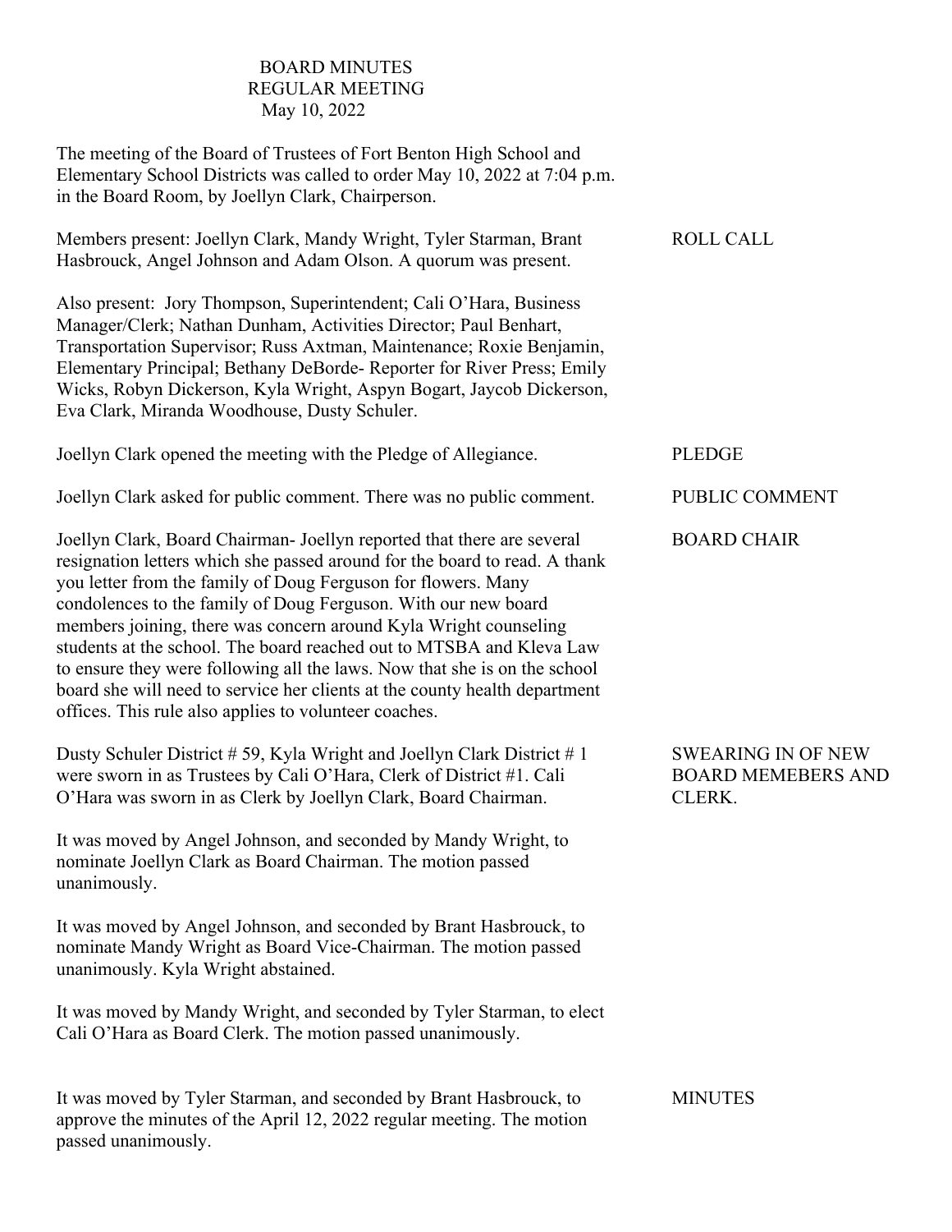# BOARD MINUTES
## REGULAR MEETING
### May 10, 2022

The meeting of the Board of Trustees of Fort Benton High School and Elementary School Districts was called to order May 10, 2022 at 7:04 p.m. in the Board Room, by Joellyn Clark, Chairperson.

**ROLL CALL**

Members present: Joellyn Clark, Mandy Wright, Tyler Starman, Brant Hasbrouck, Angel Johnson and Adam Olson. A quorum was present.

Also present: Jory Thompson, Superintendent; Cali O'Hara, Business Manager/Clerk; Nathan Dunham, Activities Director; Paul Benhart, Transportation Supervisor; Russ Axtman, Maintenance; Roxie Benjamin, Elementary Principal; Bethany DeBorde- Reporter for River Press; Emily Wicks, Robyn Dickerson, Kyla Wright, Aspyn Bogart, Jaycob Dickerson, Eva Clark, Miranda Woodhouse, Dusty Schuler.

**PLEDGE**

Joellyn Clark opened the meeting with the Pledge of Allegiance.

**PUBLIC COMMENT**

Joellyn Clark asked for public comment. There was no public comment.

**BOARD CHAIR**

Joellyn Clark, Board Chairman- Joellyn reported that there are several resignation letters which she passed around for the board to read. A thank you letter from the family of Doug Ferguson for flowers. Many condolences to the family of Doug Ferguson. With our new board members joining, there was concern around Kyla Wright counseling students at the school. The board reached out to MTSBA and Kleva Law to ensure they were following all the laws. Now that she is on the school board she will need to service her clients at the county health department offices. This rule also applies to volunteer coaches.

**SWEARING IN OF NEW BOARD MEMEBERS AND CLERK.**

Dusty Schuler District # 59, Kyla Wright and Joellyn Clark District # 1 were sworn in as Trustees by Cali O'Hara, Clerk of District #1. Cali O'Hara was sworn in as Clerk by Joellyn Clark, Board Chairman.

It was moved by Angel Johnson, and seconded by Mandy Wright, to nominate Joellyn Clark as Board Chairman. The motion passed unanimously.

It was moved by Angel Johnson, and seconded by Brant Hasbrouck, to nominate Mandy Wright as Board Vice-Chairman. The motion passed unanimously. Kyla Wright abstained.

It was moved by Mandy Wright, and seconded by Tyler Starman, to elect Cali O'Hara as Board Clerk. The motion passed unanimously.

**MINUTES**

It was moved by Tyler Starman, and seconded by Brant Hasbrouck, to approve the minutes of the April 12, 2022 regular meeting. The motion passed unanimously.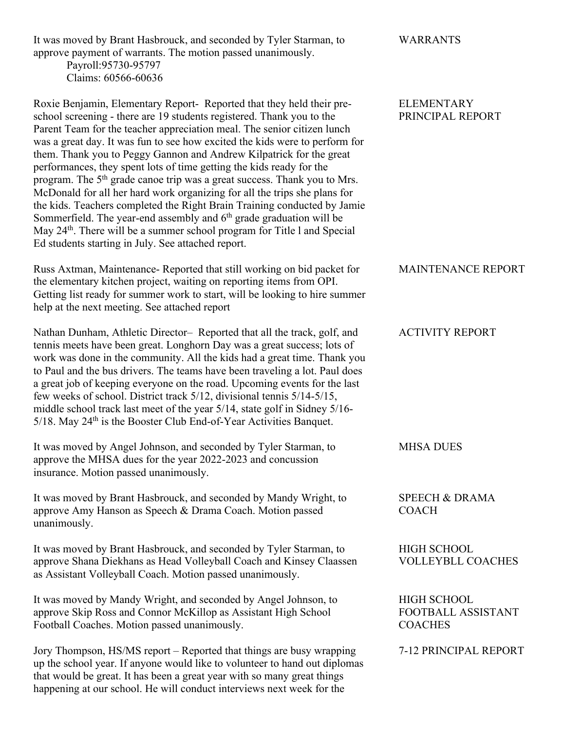**WARRANTS**

It was moved by Brant Hasbrouck, and seconded by Tyler Starman, to approve payment of warrants. The motion passed unanimously.
Payroll:95730-95797
Claims: 60566-60636

**ELEMENTARY PRINCIPAL REPORT**

Roxie Benjamin, Elementary Report- Reported that they held their pre-school screening - there are 19 students registered. Thank you to the Parent Team for the teacher appreciation meal. The senior citizen lunch was a great day. It was fun to see how excited the kids were to perform for them. Thank you to Peggy Gannon and Andrew Kilpatrick for the great performances, they spent lots of time getting the kids ready for the program. The 5th grade canoe trip was a great success. Thank you to Mrs. McDonald for all her hard work organizing for all the trips she plans for the kids. Teachers completed the Right Brain Training conducted by Jamie Sommerfield. The year-end assembly and 6th grade graduation will be May 24th. There will be a summer school program for Title l and Special Ed students starting in July. See attached report.

**MAINTENANCE REPORT**

Russ Axtman, Maintenance- Reported that still working on bid packet for the elementary kitchen project, waiting on reporting items from OPI. Getting list ready for summer work to start, will be looking to hire summer help at the next meeting. See attached report

**ACTIVITY REPORT**

Nathan Dunham, Athletic Director– Reported that all the track, golf, and tennis meets have been great. Longhorn Day was a great success; lots of work was done in the community. All the kids had a great time. Thank you to Paul and the bus drivers. The teams have been traveling a lot. Paul does a great job of keeping everyone on the road. Upcoming events for the last few weeks of school. District track 5/12, divisional tennis 5/14-5/15, middle school track last meet of the year 5/14, state golf in Sidney 5/16-5/18. May 24th is the Booster Club End-of-Year Activities Banquet.

**MHSA DUES**

It was moved by Angel Johnson, and seconded by Tyler Starman, to approve the MHSA dues for the year 2022-2023 and concussion insurance. Motion passed unanimously.

**SPEECH & DRAMA COACH**

It was moved by Brant Hasbrouck, and seconded by Mandy Wright, to approve Amy Hanson as Speech & Drama Coach. Motion passed unanimously.

**HIGH SCHOOL VOLLEYBLL COACHES**

It was moved by Brant Hasbrouck, and seconded by Tyler Starman, to approve Shana Diekhans as Head Volleyball Coach and Kinsey Claassen as Assistant Volleyball Coach. Motion passed unanimously.

**HIGH SCHOOL FOOTBALL ASSISTANT COACHES**

It was moved by Mandy Wright, and seconded by Angel Johnson, to approve Skip Ross and Connor McKillop as Assistant High School Football Coaches. Motion passed unanimously.

**7-12 PRINCIPAL REPORT**

Jory Thompson, HS/MS report – Reported that things are busy wrapping up the school year. If anyone would like to volunteer to hand out diplomas that would be great. It has been a great year with so many great things happening at our school. He will conduct interviews next week for the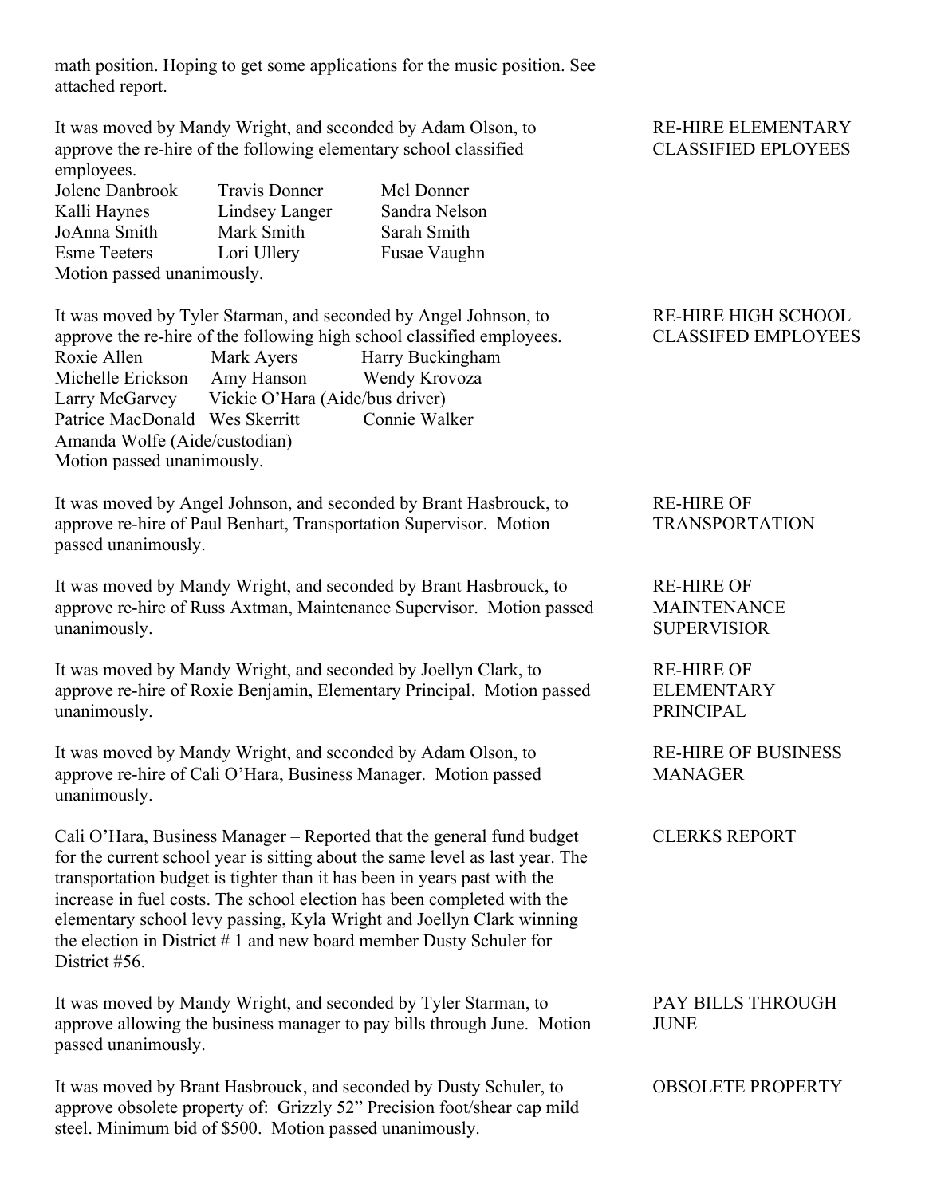math position. Hoping to get some applications for the music position. See attached report.

**RE-HIRE ELEMENTARY CLASSIFIED EPLOYEES**

It was moved by Mandy Wright, and seconded by Adam Olson, to approve the re-hire of the following elementary school classified employees.

| | | |
|---|---|---|
| Jolene Danbrook | Travis Donner | Mel Donner |
| Kalli Haynes | Lindsey Langer | Sandra Nelson |
| JoAnna Smith | Mark Smith | Sarah Smith |
| Esme Teeters | Lori Ullery | Fusae Vaughn |

Motion passed unanimously.

**RE-HIRE HIGH SCHOOL CLASSIFED EMPLOYEES**

It was moved by Tyler Starman, and seconded by Angel Johnson, to approve the re-hire of the following high school classified employees.

| | | |
|---|---|---|
| Roxie Allen | Mark Ayers | Harry Buckingham |
| Michelle Erickson | Amy Hanson | Wendy Krovoza |
| Larry McGarvey | Vickie O'Hara (Aide/bus driver) | |
| Patrice MacDonald | Wes Skerritt | Connie Walker |
| Amanda Wolfe (Aide/custodian) | | |

Motion passed unanimously.

**RE-HIRE OF TRANSPORTATION**

It was moved by Angel Johnson, and seconded by Brant Hasbrouck, to approve re-hire of Paul Benhart, Transportation Supervisor. Motion passed unanimously.

**RE-HIRE OF MAINTENANCE SUPERVISIOR**

It was moved by Mandy Wright, and seconded by Brant Hasbrouck, to approve re-hire of Russ Axtman, Maintenance Supervisor. Motion passed unanimously.

**RE-HIRE OF ELEMENTARY PRINCIPAL**

It was moved by Mandy Wright, and seconded by Joellyn Clark, to approve re-hire of Roxie Benjamin, Elementary Principal. Motion passed unanimously.

**RE-HIRE OF BUSINESS MANAGER**

It was moved by Mandy Wright, and seconded by Adam Olson, to approve re-hire of Cali O'Hara, Business Manager. Motion passed unanimously.

**CLERKS REPORT**

Cali O'Hara, Business Manager – Reported that the general fund budget for the current school year is sitting about the same level as last year. The transportation budget is tighter than it has been in years past with the increase in fuel costs. The school election has been completed with the elementary school levy passing, Kyla Wright and Joellyn Clark winning the election in District # 1 and new board member Dusty Schuler for District #56.

**PAY BILLS THROUGH JUNE**

It was moved by Mandy Wright, and seconded by Tyler Starman, to approve allowing the business manager to pay bills through June. Motion passed unanimously.

**OBSOLETE PROPERTY**

It was moved by Brant Hasbrouck, and seconded by Dusty Schuler, to approve obsolete property of: Grizzly 52" Precision foot/shear cap mild steel. Minimum bid of $500. Motion passed unanimously.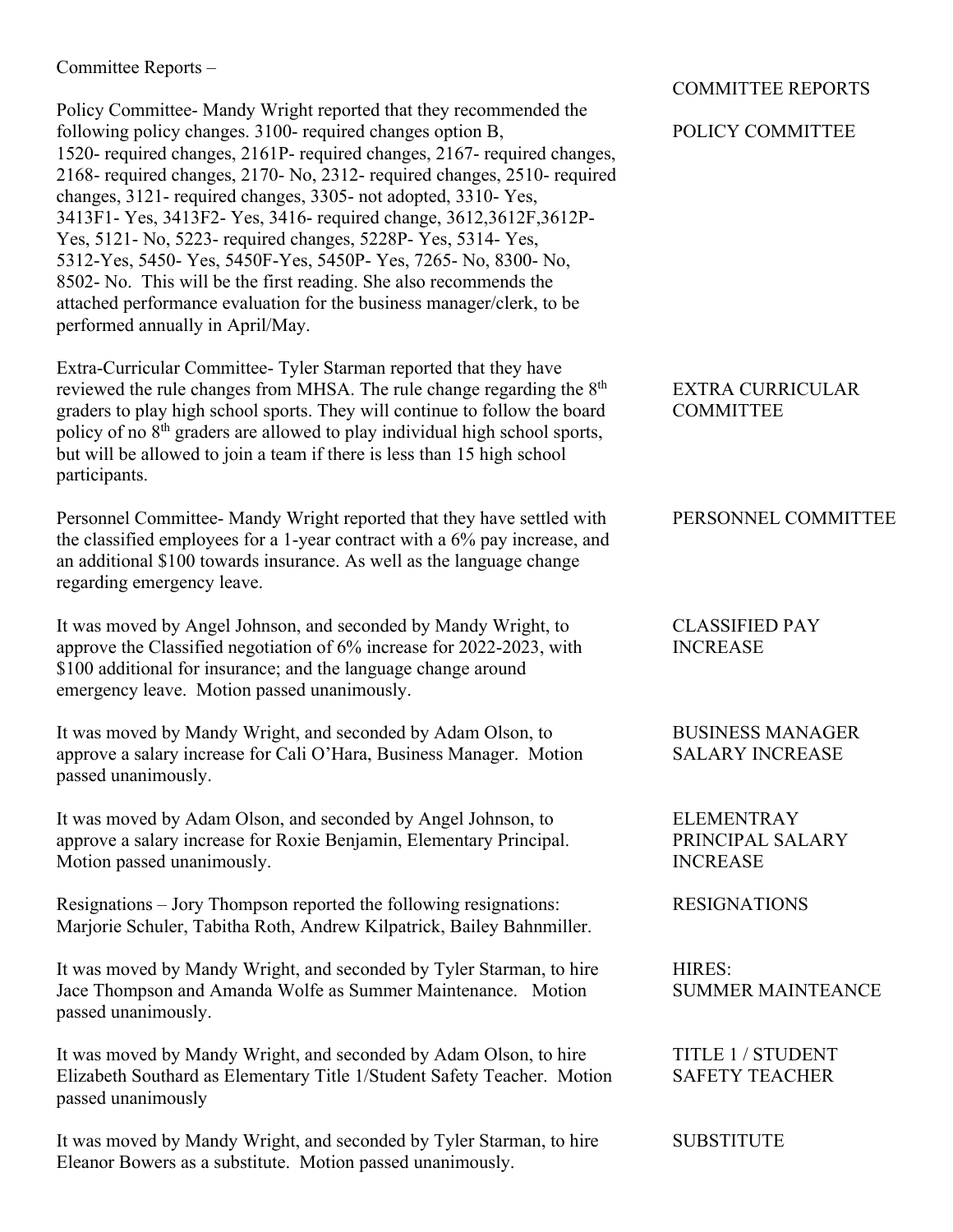Committee Reports –

COMMITTEE REPORTS

POLICY COMMITTEE

Policy Committee- Mandy Wright reported that they recommended the following policy changes. 3100- required changes option B, 1520- required changes, 2161P- required changes, 2167- required changes, 2168- required changes, 2170- No, 2312- required changes, 2510- required changes, 3121- required changes, 3305- not adopted, 3310- Yes, 3413F1- Yes, 3413F2- Yes, 3416- required change, 3612,3612F,3612P- Yes, 5121- No, 5223- required changes, 5228P- Yes, 5314- Yes, 5312-Yes, 5450- Yes, 5450F-Yes, 5450P- Yes, 7265- No, 8300- No, 8502- No. This will be the first reading. She also recommends the attached performance evaluation for the business manager/clerk, to be performed annually in April/May.

EXTRA CURRICULAR COMMITTEE

Extra-Curricular Committee- Tyler Starman reported that they have reviewed the rule changes from MHSA. The rule change regarding the 8th graders to play high school sports. They will continue to follow the board policy of no 8th graders are allowed to play individual high school sports, but will be allowed to join a team if there is less than 15 high school participants.

PERSONNEL COMMITTEE

Personnel Committee- Mandy Wright reported that they have settled with the classified employees for a 1-year contract with a 6% pay increase, and an additional $100 towards insurance. As well as the language change regarding emergency leave.

CLASSIFIED PAY INCREASE

It was moved by Angel Johnson, and seconded by Mandy Wright, to approve the Classified negotiation of 6% increase for 2022-2023, with $100 additional for insurance; and the language change around emergency leave. Motion passed unanimously.

BUSINESS MANAGER SALARY INCREASE

It was moved by Mandy Wright, and seconded by Adam Olson, to approve a salary increase for Cali O'Hara, Business Manager. Motion passed unanimously.

ELEMENTRAY PRINCIPAL SALARY INCREASE

It was moved by Adam Olson, and seconded by Angel Johnson, to approve a salary increase for Roxie Benjamin, Elementary Principal. Motion passed unanimously.

RESIGNATIONS

Resignations – Jory Thompson reported the following resignations: Marjorie Schuler, Tabitha Roth, Andrew Kilpatrick, Bailey Bahnmiller.

HIRES: SUMMER MAINTEANCE

It was moved by Mandy Wright, and seconded by Tyler Starman, to hire Jace Thompson and Amanda Wolfe as Summer Maintenance. Motion passed unanimously.

TITLE 1 / STUDENT SAFETY TEACHER

It was moved by Mandy Wright, and seconded by Adam Olson, to hire Elizabeth Southard as Elementary Title 1/Student Safety Teacher. Motion passed unanimously

SUBSTITUTE

It was moved by Mandy Wright, and seconded by Tyler Starman, to hire Eleanor Bowers as a substitute. Motion passed unanimously.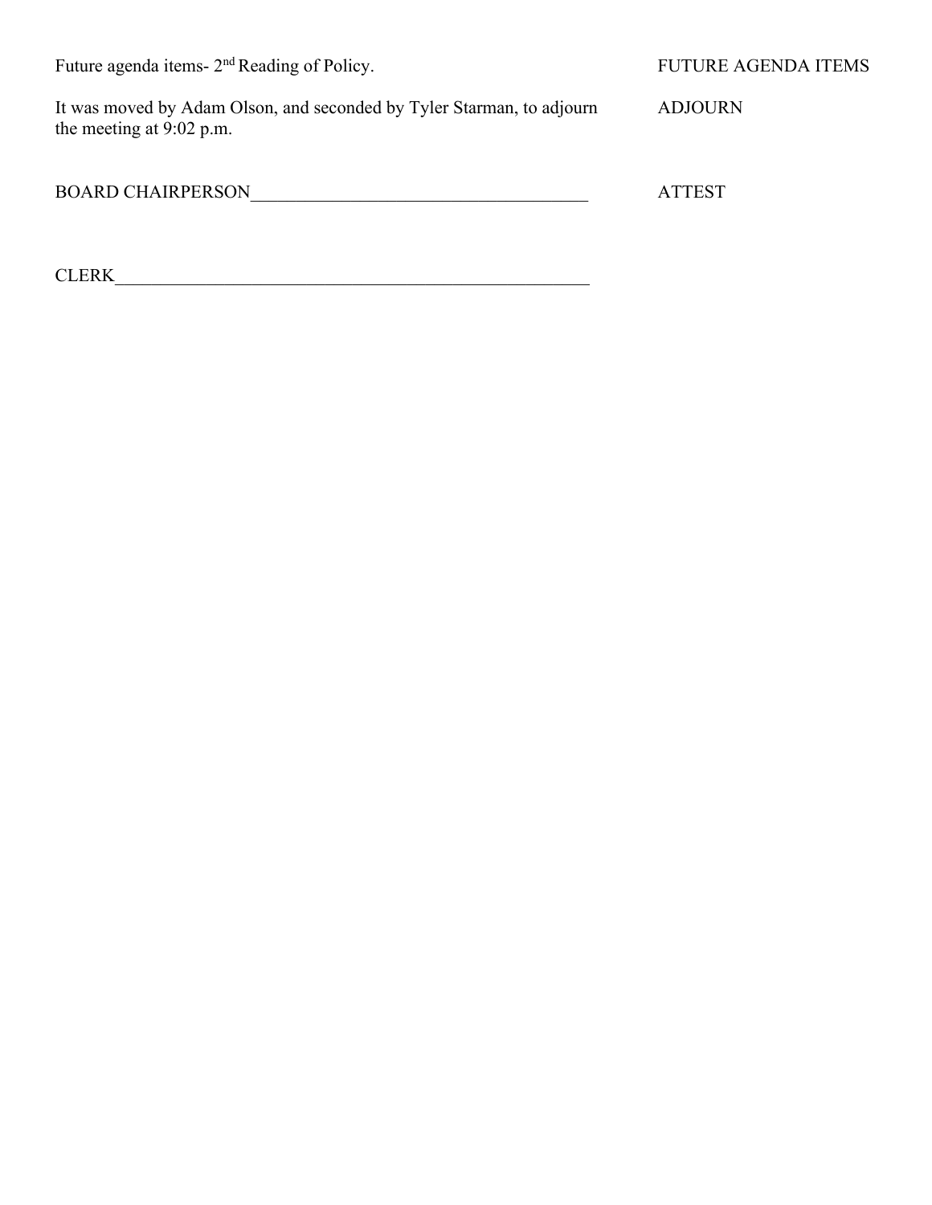| | |
|---|---|
| Future agenda items- 2nd Reading of Policy. | FUTURE AGENDA ITEMS |
| It was moved by Adam Olson, and seconded by Tyler Starman, to adjourn the meeting at 9:02 p.m. | ADJOURN |
| BOARD CHAIRPERSON_____________________________________ | ATTEST |
| CLERK_____________________________________________________ | |